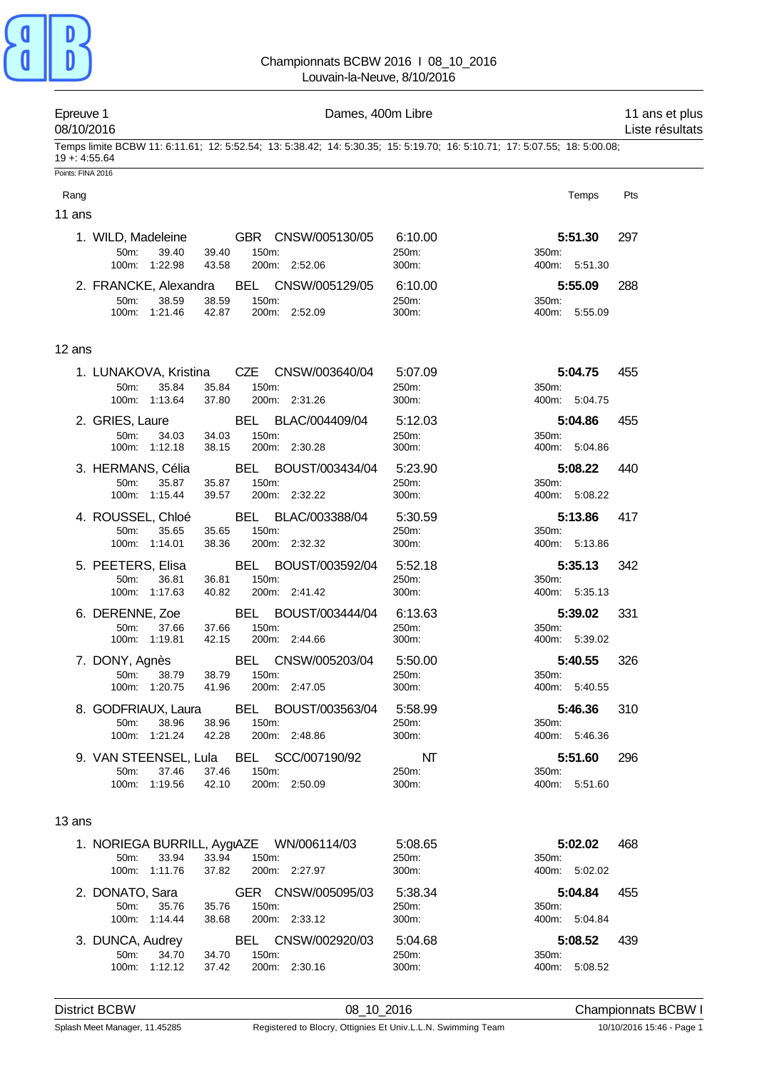Championnats BCBW 2016 I 08_10_2016
Louvain-la-Neuve, 8/10/2016

**Epreuve 1** — Dames, 400m Libre — 11 ans et plus
08/10/2016 — Liste résultats

Temps limite BCBW 11: 6:11.61; 12: 5:52.54; 13: 5:38.42; 14: 5:30.35; 15: 5:19.70; 16: 5:10.71; 17: 5:07.55; 18: 5:00.08; 19 +: 4:55.64

Points: FINA 2016

## 11 ans

| Rang | Nom | Nat | Club/Licence | Temps d'inscription | Temps | Pts |
|---|---|---|---|---|---|---|
| 1. | WILD, Madeleine | GBR | CNSW/005130/05 | 6:10.00 | **5:51.30** | 297 |
| | 50m: 39.40 (39.40); 100m: 1:22.98 (43.58); 200m: 2:52.06; 400m: 5:51.30 | | | | | |
| 2. | FRANCKE, Alexandra | BEL | CNSW/005129/05 | 6:10.00 | **5:55.09** | 288 |
| | 50m: 38.59 (38.59); 100m: 1:21.46 (42.87); 200m: 2:52.09; 400m: 5:55.09 | | | | | |

## 12 ans

| Rang | Nom | Nat | Club/Licence | Temps d'inscription | Temps | Pts |
|---|---|---|---|---|---|---|
| 1. | LUNAKOVA, Kristina | CZE | CNSW/003640/04 | 5:07.09 | **5:04.75** | 455 |
| | 50m: 35.84 (35.84); 100m: 1:13.64 (37.80); 200m: 2:31.26; 400m: 5:04.75 | | | | | |
| 2. | GRIES, Laure | BEL | BLAC/004409/04 | 5:12.03 | **5:04.86** | 455 |
| | 50m: 34.03 (34.03); 100m: 1:12.18 (38.15); 200m: 2:30.28; 400m: 5:04.86 | | | | | |
| 3. | HERMANS, Célia | BEL | BOUST/003434/04 | 5:23.90 | **5:08.22** | 440 |
| | 50m: 35.87 (35.87); 100m: 1:15.44 (39.57); 200m: 2:32.22; 400m: 5:08.22 | | | | | |
| 4. | ROUSSEL, Chloé | BEL | BLAC/003388/04 | 5:30.59 | **5:13.86** | 417 |
| | 50m: 35.65 (35.65); 100m: 1:14.01 (38.36); 200m: 2:32.32; 400m: 5:13.86 | | | | | |
| 5. | PEETERS, Elisa | BEL | BOUST/003592/04 | 5:52.18 | **5:35.13** | 342 |
| | 50m: 36.81 (36.81); 100m: 1:17.63 (40.82); 200m: 2:41.42; 400m: 5:35.13 | | | | | |
| 6. | DERENNE, Zoe | BEL | BOUST/003444/04 | 6:13.63 | **5:39.02** | 331 |
| | 50m: 37.66 (37.66); 100m: 1:19.81 (42.15); 200m: 2:44.66; 400m: 5:39.02 | | | | | |
| 7. | DONY, Agnès | BEL | CNSW/005203/04 | 5:50.00 | **5:40.55** | 326 |
| | 50m: 38.79 (38.79); 100m: 1:20.75 (41.96); 200m: 2:47.05; 400m: 5:40.55 | | | | | |
| 8. | GODFRIAUX, Laura | BEL | BOUST/003563/04 | 5:58.99 | **5:46.36** | 310 |
| | 50m: 38.96 (38.96); 100m: 1:21.24 (42.28); 200m: 2:48.86; 400m: 5:46.36 | | | | | |
| 9. | VAN STEENSEL, Lula | BEL | SCC/007190/92 | NT | **5:51.60** | 296 |
| | 50m: 37.46 (37.46); 100m: 1:19.56 (42.10); 200m: 2:50.09; 400m: 5:51.60 | | | | | |

## 13 ans

| Rang | Nom | Nat | Club/Licence | Temps d'inscription | Temps | Pts |
|---|---|---|---|---|---|---|
| 1. | NORIEGA BURRILL, Aygu | AZE | WN/006114/03 | 5:08.65 | **5:02.02** | 468 |
| | 50m: 33.94 (33.94); 100m: 1:11.76 (37.82); 200m: 2:27.97; 400m: 5:02.02 | | | | | |
| 2. | DONATO, Sara | GER | CNSW/005095/03 | 5:38.34 | **5:04.84** | 455 |
| | 50m: 35.76 (35.76); 100m: 1:14.44 (38.68); 200m: 2:33.12; 400m: 5:04.84 | | | | | |
| 3. | DUNCA, Audrey | BEL | CNSW/002920/03 | 5:04.68 | **5:08.52** | 439 |
| | 50m: 34.70 (34.70); 100m: 1:12.12 (37.42); 200m: 2:30.16; 400m: 5:08.52 | | | | | |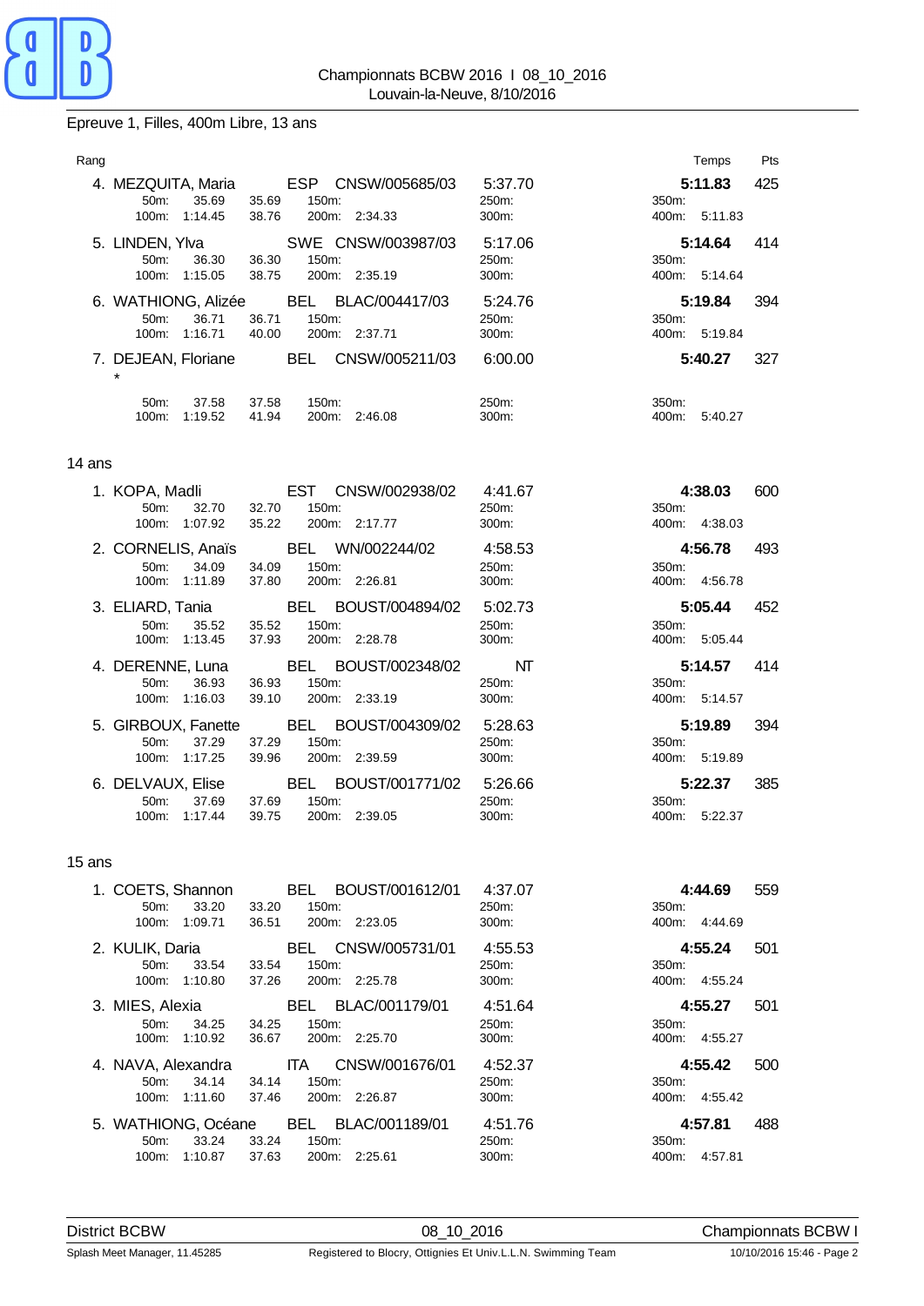Championnats BCBW 2016 I 08_10_2016
Louvain-la-Neuve, 8/10/2016

## Epreuve 1, Filles, 400m Libre, 13 ans

| Rang | Nom | Nat | Club/Licence | Engagement | Temps | Pts |
|---|---|---|---|---|---|---|
| 4. | MEZQUITA, Maria | ESP | CNSW/005685/03 | 5:37.70 | 5:11.83 | 425 |
| | 50m: 35.69 35.69 / 100m: 1:14.45 38.76 | | 150m: / 200m: 2:34.33 | 250m: / 300m: | 350m: / 400m: 5:11.83 | |
| 5. | LINDEN, Ylva | SWE | CNSW/003987/03 | 5:17.06 | 5:14.64 | 414 |
| | 50m: 36.30 36.30 / 100m: 1:15.05 38.75 | | 150m: / 200m: 2:35.19 | 250m: / 300m: | 350m: / 400m: 5:14.64 | |
| 6. | WATHIONG, Alizée | BEL | BLAC/004417/03 | 5:24.76 | 5:19.84 | 394 |
| | 50m: 36.71 36.71 / 100m: 1:16.71 40.00 | | 150m: / 200m: 2:37.71 | 250m: / 300m: | 350m: / 400m: 5:19.84 | |
| 7. | DEJEAN, Floriane * | BEL | CNSW/005211/03 | 6:00.00 | 5:40.27 | 327 |
| | 50m: 37.58 37.58 / 100m: 1:19.52 41.94 | | 150m: / 200m: 2:46.08 | 250m: / 300m: | 350m: / 400m: 5:40.27 | |

### 14 ans

| Rang | Nom | Nat | Club/Licence | Engagement | Temps | Pts |
|---|---|---|---|---|---|---|
| 1. | KOPA, Madli | EST | CNSW/002938/02 | 4:41.67 | 4:38.03 | 600 |
| | 50m: 32.70 32.70 / 100m: 1:07.92 35.22 | | 150m: / 200m: 2:17.77 | 250m: / 300m: | 350m: / 400m: 4:38.03 | |
| 2. | CORNELIS, Anaïs | BEL | WN/002244/02 | 4:58.53 | 4:56.78 | 493 |
| | 50m: 34.09 34.09 / 100m: 1:11.89 37.80 | | 150m: / 200m: 2:26.81 | 250m: / 300m: | 350m: / 400m: 4:56.78 | |
| 3. | ELIARD, Tania | BEL | BOUST/004894/02 | 5:02.73 | 5:05.44 | 452 |
| | 50m: 35.52 35.52 / 100m: 1:13.45 37.93 | | 150m: / 200m: 2:28.78 | 250m: / 300m: | 350m: / 400m: 5:05.44 | |
| 4. | DERENNE, Luna | BEL | BOUST/002348/02 | NT | 5:14.57 | 414 |
| | 50m: 36.93 36.93 / 100m: 1:16.03 39.10 | | 150m: / 200m: 2:33.19 | 250m: / 300m: | 350m: / 400m: 5:14.57 | |
| 5. | GIRBOUX, Fanette | BEL | BOUST/004309/02 | 5:28.63 | 5:19.89 | 394 |
| | 50m: 37.29 37.29 / 100m: 1:17.25 39.96 | | 150m: / 200m: 2:39.59 | 250m: / 300m: | 350m: / 400m: 5:19.89 | |
| 6. | DELVAUX, Elise | BEL | BOUST/001771/02 | 5:26.66 | 5:22.37 | 385 |
| | 50m: 37.69 37.69 / 100m: 1:17.44 39.75 | | 150m: / 200m: 2:39.05 | 250m: / 300m: | 350m: / 400m: 5:22.37 | |

### 15 ans

| Rang | Nom | Nat | Club/Licence | Engagement | Temps | Pts |
|---|---|---|---|---|---|---|
| 1. | COETS, Shannon | BEL | BOUST/001612/01 | 4:37.07 | 4:44.69 | 559 |
| | 50m: 33.20 33.20 / 100m: 1:09.71 36.51 | | 150m: / 200m: 2:23.05 | 250m: / 300m: | 350m: / 400m: 4:44.69 | |
| 2. | KULIK, Daria | BEL | CNSW/005731/01 | 4:55.53 | 4:55.24 | 501 |
| | 50m: 33.54 33.54 / 100m: 1:10.80 37.26 | | 150m: / 200m: 2:25.78 | 250m: / 300m: | 350m: / 400m: 4:55.24 | |
| 3. | MIES, Alexia | BEL | BLAC/001179/01 | 4:51.64 | 4:55.27 | 501 |
| | 50m: 34.25 34.25 / 100m: 1:10.92 36.67 | | 150m: / 200m: 2:25.70 | 250m: / 300m: | 350m: / 400m: 4:55.27 | |
| 4. | NAVA, Alexandra | ITA | CNSW/001676/01 | 4:52.37 | 4:55.42 | 500 |
| | 50m: 34.14 34.14 / 100m: 1:11.60 37.46 | | 150m: / 200m: 2:26.87 | 250m: / 300m: | 350m: / 400m: 4:55.42 | |
| 5. | WATHIONG, Océane | BEL | BLAC/001189/01 | 4:51.76 | 4:57.81 | 488 |
| | 50m: 33.24 33.24 / 100m: 1:10.87 37.63 | | 150m: / 200m: 2:25.61 | 250m: / 300m: | 350m: / 400m: 4:57.81 | |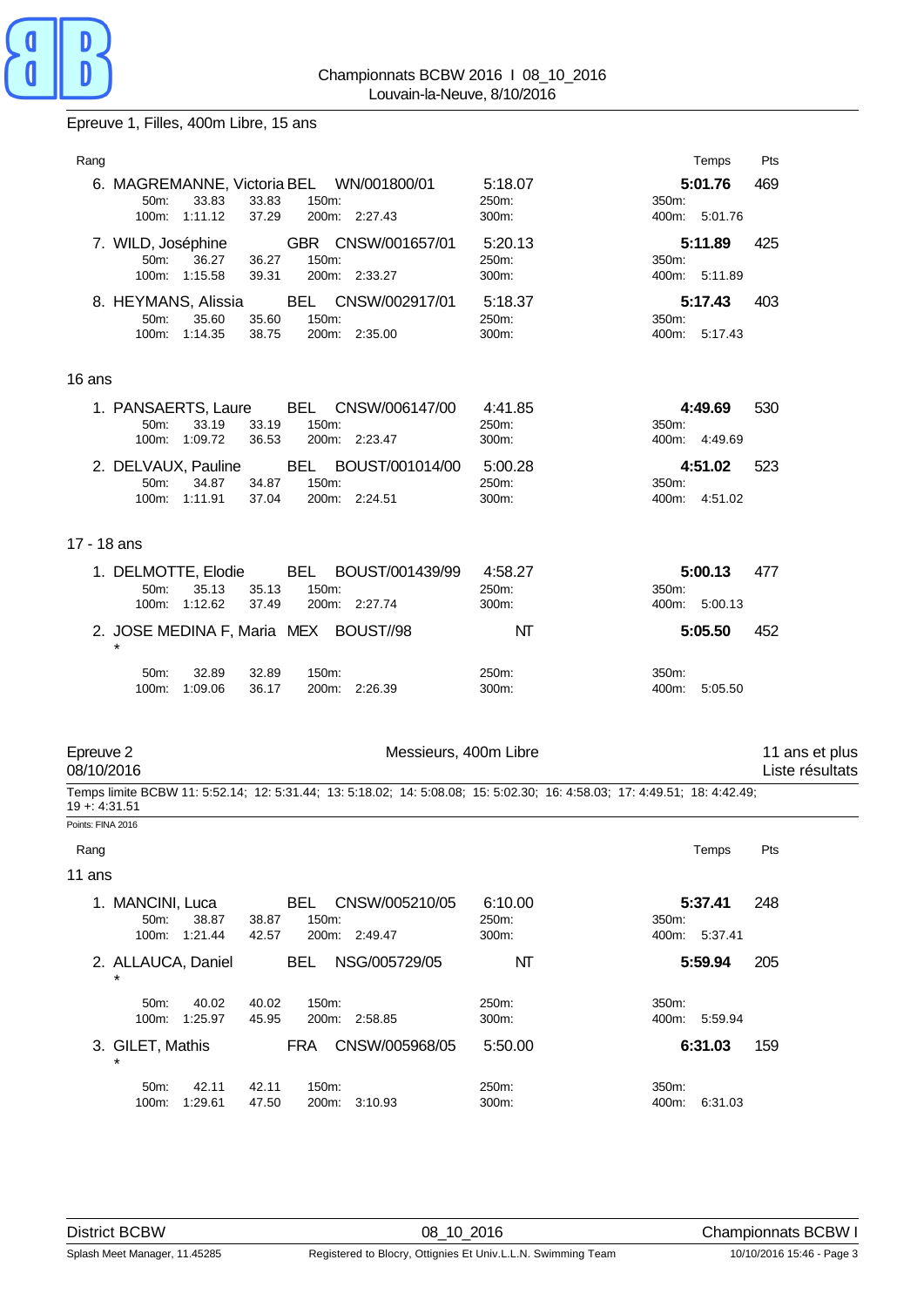Championnats BCBW 2016 I 08_10_2016
Louvain-la-Neuve, 8/10/2016

## Epreuve 1, Filles, 400m Libre, 15 ans

| Rang | Nom | Nat. | Club | Temps engagement | Temps | Pts |
|---|---|---|---|---|---|---|
| 6. | MAGREMANNE, Victoria | BEL | WN/001800/01 | 5:18.07 | 5:01.76 | 469 |
| | 50m: 33.83 (33.83) · 100m: 1:11.12 (37.29) · 150m: · 200m: 2:27.43 · 250m: · 300m: · 350m: · 400m: 5:01.76 | | | | | |
| 7. | WILD, Joséphine | GBR | CNSW/001657/01 | 5:20.13 | 5:11.89 | 425 |
| | 50m: 36.27 (36.27) · 100m: 1:15.58 (39.31) · 150m: · 200m: 2:33.27 · 250m: · 300m: · 350m: · 400m: 5:11.89 | | | | | |
| 8. | HEYMANS, Alissia | BEL | CNSW/002917/01 | 5:18.37 | 5:17.43 | 403 |
| | 50m: 35.60 (35.60) · 100m: 1:14.35 (38.75) · 150m: · 200m: 2:35.00 · 250m: · 300m: · 350m: · 400m: 5:17.43 | | | | | |

### 16 ans

| Rang | Nom | Nat. | Club | Temps engagement | Temps | Pts |
|---|---|---|---|---|---|---|
| 1. | PANSAERTS, Laure | BEL | CNSW/006147/00 | 4:41.85 | 4:49.69 | 530 |
| | 50m: 33.19 (33.19) · 100m: 1:09.72 (36.53) · 150m: · 200m: 2:23.47 · 250m: · 300m: · 350m: · 400m: 4:49.69 | | | | | |
| 2. | DELVAUX, Pauline | BEL | BOUST/001014/00 | 5:00.28 | 4:51.02 | 523 |
| | 50m: 34.87 (34.87) · 100m: 1:11.91 (37.04) · 150m: · 200m: 2:24.51 · 250m: · 300m: · 350m: · 400m: 4:51.02 | | | | | |

### 17 - 18 ans

| Rang | Nom | Nat. | Club | Temps engagement | Temps | Pts |
|---|---|---|---|---|---|---|
| 1. | DELMOTTE, Elodie | BEL | BOUST/001439/99 | 4:58.27 | 5:00.13 | 477 |
| | 50m: 35.13 (35.13) · 100m: 1:12.62 (37.49) · 150m: · 200m: 2:27.74 · 250m: · 300m: · 350m: · 400m: 5:00.13 | | | | | |
| 2. | JOSE MEDINA F, Maria * | MEX | BOUST//98 | NT | 5:05.50 | 452 |
| | 50m: 32.89 (32.89) · 100m: 1:09.06 (36.17) · 150m: · 200m: 2:26.39 · 250m: · 300m: · 350m: · 400m: 5:05.50 | | | | | |

## Epreuve 2 — Messieurs, 400m Libre — 11 ans et plus

08/10/2016 — Liste résultats

Temps limite BCBW 11: 5:52.14; 12: 5:31.44; 13: 5:18.02; 14: 5:08.08; 15: 5:02.30; 16: 4:58.03; 17: 4:49.51; 18: 4:42.49; 19 +: 4:31.51

Points: FINA 2016

### 11 ans

| Rang | Nom | Nat. | Club | Temps engagement | Temps | Pts |
|---|---|---|---|---|---|---|
| 1. | MANCINI, Luca | BEL | CNSW/005210/05 | 6:10.00 | 5:37.41 | 248 |
| | 50m: 38.87 (38.87) · 100m: 1:21.44 (42.57) · 150m: · 200m: 2:49.47 · 250m: · 300m: · 350m: · 400m: 5:37.41 | | | | | |
| 2. | ALLAUCA, Daniel * | BEL | NSG/005729/05 | NT | 5:59.94 | 205 |
| | 50m: 40.02 (40.02) · 100m: 1:25.97 (45.95) · 150m: · 200m: 2:58.85 · 250m: · 300m: · 350m: · 400m: 5:59.94 | | | | | |
| 3. | GILET, Mathis * | FRA | CNSW/005968/05 | 5:50.00 | 6:31.03 | 159 |
| | 50m: 42.11 (42.11) · 100m: 1:29.61 (47.50) · 150m: · 200m: 3:10.93 · 250m: · 300m: · 350m: · 400m: 6:31.03 | | | | | |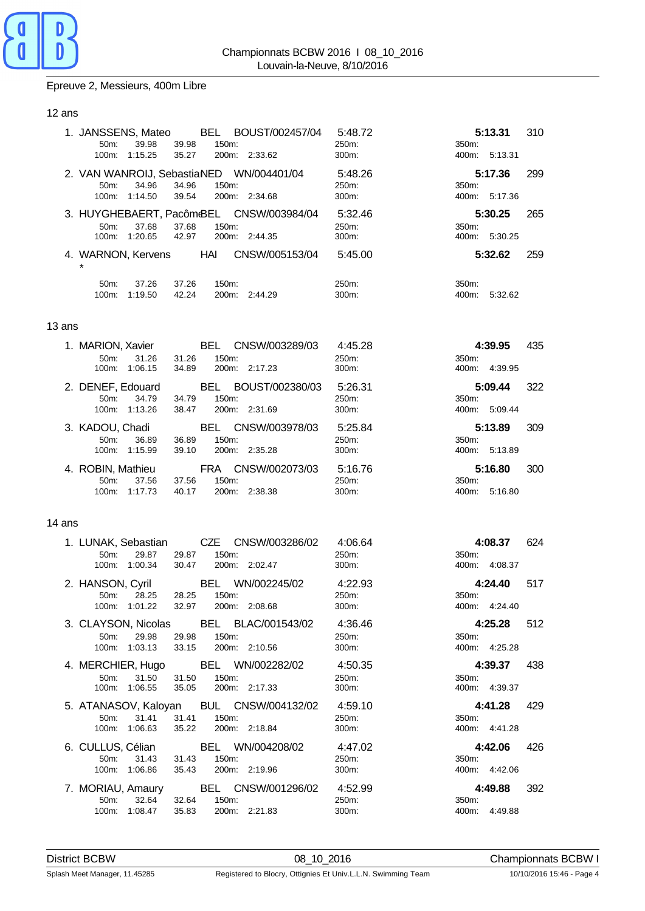Championnats BCBW 2016 I 08_10_2016
Louvain-la-Neuve, 8/10/2016

Epreuve 2, Messieurs, 400m Libre

## 12 ans

| | | | | | | | |
|---|---|---|---|---|---|---|---|
| 1. JANSSENS, Mateo | BEL | BOUST/002457/04 | 5:48.72 | | | **5:13.31** | 310 |
| 50m: 39.98 | 39.98 | 150m: | | 250m: | | 350m: | |
| 100m: 1:15.25 | 35.27 | 200m: 2:33.62 | | 300m: | | 400m: 5:13.31 | |
| 2. VAN WANROIJ, Sebastia | NED | WN/004401/04 | 5:48.26 | | | **5:17.36** | 299 |
| 50m: 34.96 | 34.96 | 150m: | | 250m: | | 350m: | |
| 100m: 1:14.50 | 39.54 | 200m: 2:34.68 | | 300m: | | 400m: 5:17.36 | |
| 3. HUYGHEBAERT, Pacôme | BEL | CNSW/003984/04 | 5:32.46 | | | **5:30.25** | 265 |
| 50m: 37.68 | 37.68 | 150m: | | 250m: | | 350m: | |
| 100m: 1:20.65 | 42.97 | 200m: 2:44.35 | | 300m: | | 400m: 5:30.25 | |
| 4. WARNON, Kervens * | HAI | CNSW/005153/04 | 5:45.00 | | | **5:32.62** | 259 |
| 50m: 37.26 | 37.26 | 150m: | | 250m: | | 350m: | |
| 100m: 1:19.50 | 42.24 | 200m: 2:44.29 | | 300m: | | 400m: 5:32.62 | |

## 13 ans

| | | | | | | | |
|---|---|---|---|---|---|---|---|
| 1. MARION, Xavier | BEL | CNSW/003289/03 | 4:45.28 | | | **4:39.95** | 435 |
| 50m: 31.26 | 31.26 | 150m: | | 250m: | | 350m: | |
| 100m: 1:06.15 | 34.89 | 200m: 2:17.23 | | 300m: | | 400m: 4:39.95 | |
| 2. DENEF, Edouard | BEL | BOUST/002380/03 | 5:26.31 | | | **5:09.44** | 322 |
| 50m: 34.79 | 34.79 | 150m: | | 250m: | | 350m: | |
| 100m: 1:13.26 | 38.47 | 200m: 2:31.69 | | 300m: | | 400m: 5:09.44 | |
| 3. KADOU, Chadi | BEL | CNSW/003978/03 | 5:25.84 | | | **5:13.89** | 309 |
| 50m: 36.89 | 36.89 | 150m: | | 250m: | | 350m: | |
| 100m: 1:15.99 | 39.10 | 200m: 2:35.28 | | 300m: | | 400m: 5:13.89 | |
| 4. ROBIN, Mathieu | FRA | CNSW/002073/03 | 5:16.76 | | | **5:16.80** | 300 |
| 50m: 37.56 | 37.56 | 150m: | | 250m: | | 350m: | |
| 100m: 1:17.73 | 40.17 | 200m: 2:38.38 | | 300m: | | 400m: 5:16.80 | |

## 14 ans

| | | | | | | | |
|---|---|---|---|---|---|---|---|
| 1. LUNAK, Sebastian | CZE | CNSW/003286/02 | 4:06.64 | | | **4:08.37** | 624 |
| 50m: 29.87 | 29.87 | 150m: | | 250m: | | 350m: | |
| 100m: 1:00.34 | 30.47 | 200m: 2:02.47 | | 300m: | | 400m: 4:08.37 | |
| 2. HANSON, Cyril | BEL | WN/002245/02 | 4:22.93 | | | **4:24.40** | 517 |
| 50m: 28.25 | 28.25 | 150m: | | 250m: | | 350m: | |
| 100m: 1:01.22 | 32.97 | 200m: 2:08.68 | | 300m: | | 400m: 4:24.40 | |
| 3. CLAYSON, Nicolas | BEL | BLAC/001543/02 | 4:36.46 | | | **4:25.28** | 512 |
| 50m: 29.98 | 29.98 | 150m: | | 250m: | | 350m: | |
| 100m: 1:03.13 | 33.15 | 200m: 2:10.56 | | 300m: | | 400m: 4:25.28 | |
| 4. MERCHIER, Hugo | BEL | WN/002282/02 | 4:50.35 | | | **4:39.37** | 438 |
| 50m: 31.50 | 31.50 | 150m: | | 250m: | | 350m: | |
| 100m: 1:06.55 | 35.05 | 200m: 2:17.33 | | 300m: | | 400m: 4:39.37 | |
| 5. ATANASOV, Kaloyan | BUL | CNSW/004132/02 | 4:59.10 | | | **4:41.28** | 429 |
| 50m: 31.41 | 31.41 | 150m: | | 250m: | | 350m: | |
| 100m: 1:06.63 | 35.22 | 200m: 2:18.84 | | 300m: | | 400m: 4:41.28 | |
| 6. CULLUS, Célian | BEL | WN/004208/02 | 4:47.02 | | | **4:42.06** | 426 |
| 50m: 31.43 | 31.43 | 150m: | | 250m: | | 350m: | |
| 100m: 1:06.86 | 35.43 | 200m: 2:19.96 | | 300m: | | 400m: 4:42.06 | |
| 7. MORIAU, Amaury | BEL | CNSW/001296/02 | 4:52.99 | | | **4:49.88** | 392 |
| 50m: 32.64 | 32.64 | 150m: | | 250m: | | 350m: | |
| 100m: 1:08.47 | 35.83 | 200m: 2:21.83 | | 300m: | | 400m: 4:49.88 | |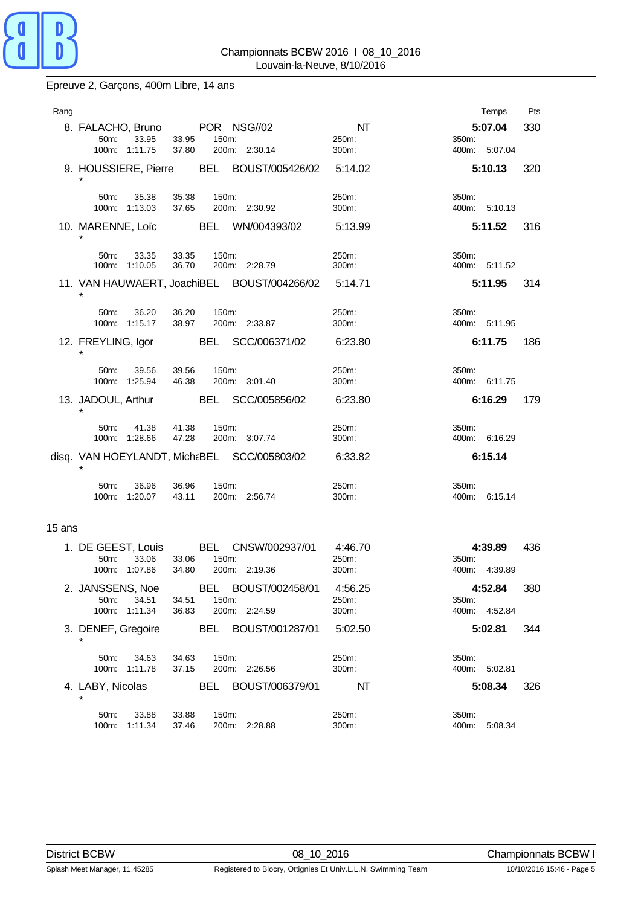Championnats BCBW 2016 I 08_10_2016
Louvain-la-Neuve, 8/10/2016

## Epreuve 2, Garçons, 400m Libre, 14 ans

| Rang | Nom | Nat | Club | Engagement | Temps | Pts |
|---|---|---|---|---|---|---|
| 8. | FALACHO, Bruno | POR | NSG//02 | NT | 5:07.04 | 330 |
| | 50m: 33.95 33.95 / 100m: 1:11.75 37.80 | | 150m: / 200m: 2:30.14 | 250m: / 300m: | 350m: / 400m: 5:07.04 | |
| 9. | HOUSSIERE, Pierre * | BEL | BOUST/005426/02 | 5:14.02 | 5:10.13 | 320 |
| | 50m: 35.38 35.38 / 100m: 1:13.03 37.65 | | 150m: / 200m: 2:30.92 | 250m: / 300m: | 350m: / 400m: 5:10.13 | |
| 10. | MARENNE, Loïc * | BEL | WN/004393/02 | 5:13.99 | 5:11.52 | 316 |
| | 50m: 33.35 33.35 / 100m: 1:10.05 36.70 | | 150m: / 200m: 2:28.79 | 250m: / 300m: | 350m: / 400m: 5:11.52 | |
| 11. | VAN HAUWAERT, Joachi * | BEL | BOUST/004266/02 | 5:14.71 | 5:11.95 | 314 |
| | 50m: 36.20 36.20 / 100m: 1:15.17 38.97 | | 150m: / 200m: 2:33.87 | 250m: / 300m: | 350m: / 400m: 5:11.95 | |
| 12. | FREYLING, Igor * | BEL | SCC/006371/02 | 6:23.80 | 6:11.75 | 186 |
| | 50m: 39.56 39.56 / 100m: 1:25.94 46.38 | | 150m: / 200m: 3:01.40 | 250m: / 300m: | 350m: / 400m: 6:11.75 | |
| 13. | JADOUL, Arthur * | BEL | SCC/005856/02 | 6:23.80 | 6:16.29 | 179 |
| | 50m: 41.38 41.38 / 100m: 1:28.66 47.28 | | 150m: / 200m: 3:07.74 | 250m: / 300m: | 350m: / 400m: 6:16.29 | |
| disq. | VAN HOEYLANDT, Micha * | BEL | SCC/005803/02 | 6:33.82 | 6:15.14 | |
| | 50m: 36.96 36.96 / 100m: 1:20.07 43.11 | | 150m: / 200m: 2:56.74 | 250m: / 300m: | 350m: / 400m: 6:15.14 | |

## 15 ans

| Rang | Nom | Nat | Club | Engagement | Temps | Pts |
|---|---|---|---|---|---|---|
| 1. | DE GEEST, Louis | BEL | CNSW/002937/01 | 4:46.70 | 4:39.89 | 436 |
| | 50m: 33.06 33.06 / 100m: 1:07.86 34.80 | | 150m: / 200m: 2:19.36 | 250m: / 300m: | 350m: / 400m: 4:39.89 | |
| 2. | JANSSENS, Noe | BEL | BOUST/002458/01 | 4:56.25 | 4:52.84 | 380 |
| | 50m: 34.51 34.51 / 100m: 1:11.34 36.83 | | 150m: / 200m: 2:24.59 | 250m: / 300m: | 350m: / 400m: 4:52.84 | |
| 3. | DENEF, Gregoire * | BEL | BOUST/001287/01 | 5:02.50 | 5:02.81 | 344 |
| | 50m: 34.63 34.63 / 100m: 1:11.78 37.15 | | 150m: / 200m: 2:26.56 | 250m: / 300m: | 350m: / 400m: 5:02.81 | |
| 4. | LABY, Nicolas * | BEL | BOUST/006379/01 | NT | 5:08.34 | 326 |
| | 50m: 33.88 33.88 / 100m: 1:11.34 37.46 | | 150m: / 200m: 2:28.88 | 250m: / 300m: | 350m: / 400m: 5:08.34 | |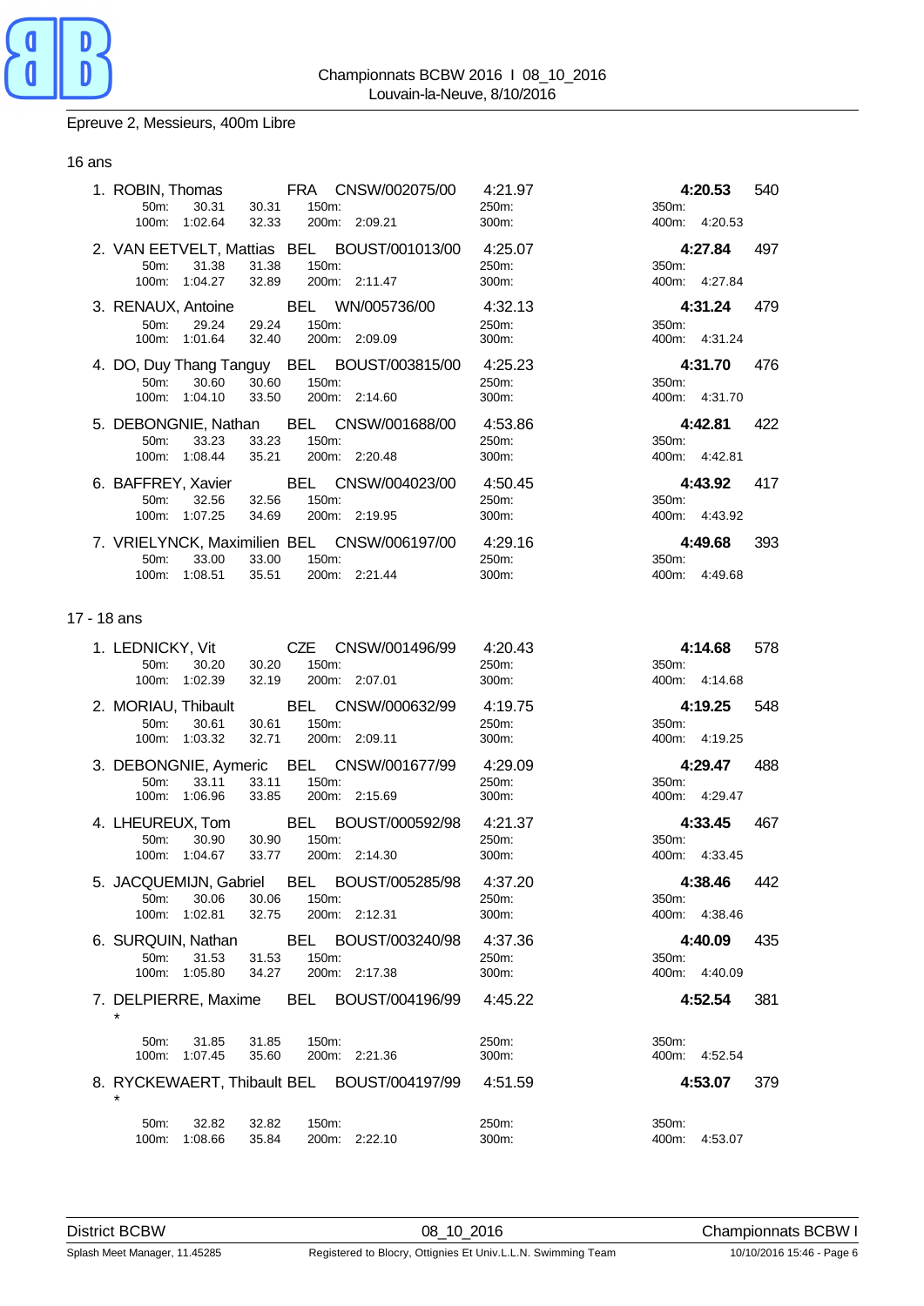Epreuve 2, Messieurs, 400m Libre

### 16 ans

| Place | Nom | Nat | Club/Licence | Temps d'inscription | Temps final | Points |
|---|---|---|---|---|---|---|
| 1. | ROBIN, Thomas | FRA | CNSW/002075/00 | 4:21.97 | **4:20.53** | 540 |
| | 50m: 30.31 30.31 / 100m: 1:02.64 32.33 | | 150m: / 200m: 2:09.21 | 250m: / 300m: | 350m: / 400m: 4:20.53 | |
| 2. | VAN EETVELT, Mattias | BEL | BOUST/001013/00 | 4:25.07 | **4:27.84** | 497 |
| | 50m: 31.38 31.38 / 100m: 1:04.27 32.89 | | 150m: / 200m: 2:11.47 | 250m: / 300m: | 350m: / 400m: 4:27.84 | |
| 3. | RENAUX, Antoine | BEL | WN/005736/00 | 4:32.13 | **4:31.24** | 479 |
| | 50m: 29.24 29.24 / 100m: 1:01.64 32.40 | | 150m: / 200m: 2:09.09 | 250m: / 300m: | 350m: / 400m: 4:31.24 | |
| 4. | DO, Duy Thang Tanguy | BEL | BOUST/003815/00 | 4:25.23 | **4:31.70** | 476 |
| | 50m: 30.60 30.60 / 100m: 1:04.10 33.50 | | 150m: / 200m: 2:14.60 | 250m: / 300m: | 350m: / 400m: 4:31.70 | |
| 5. | DEBONGNIE, Nathan | BEL | CNSW/001688/00 | 4:53.86 | **4:42.81** | 422 |
| | 50m: 33.23 33.23 / 100m: 1:08.44 35.21 | | 150m: / 200m: 2:20.48 | 250m: / 300m: | 350m: / 400m: 4:42.81 | |
| 6. | BAFFREY, Xavier | BEL | CNSW/004023/00 | 4:50.45 | **4:43.92** | 417 |
| | 50m: 32.56 32.56 / 100m: 1:07.25 34.69 | | 150m: / 200m: 2:19.95 | 250m: / 300m: | 350m: / 400m: 4:43.92 | |
| 7. | VRIELYNCK, Maximilien | BEL | CNSW/006197/00 | 4:29.16 | **4:49.68** | 393 |
| | 50m: 33.00 33.00 / 100m: 1:08.51 35.51 | | 150m: / 200m: 2:21.44 | 250m: / 300m: | 350m: / 400m: 4:49.68 | |

### 17 - 18 ans

| Place | Nom | Nat | Club/Licence | Temps d'inscription | Temps final | Points |
|---|---|---|---|---|---|---|
| 1. | LEDNICKY, Vit | CZE | CNSW/001496/99 | 4:20.43 | **4:14.68** | 578 |
| | 50m: 30.20 30.20 / 100m: 1:02.39 32.19 | | 150m: / 200m: 2:07.01 | 250m: / 300m: | 350m: / 400m: 4:14.68 | |
| 2. | MORIAU, Thibault | BEL | CNSW/000632/99 | 4:19.75 | **4:19.25** | 548 |
| | 50m: 30.61 30.61 / 100m: 1:03.32 32.71 | | 150m: / 200m: 2:09.11 | 250m: / 300m: | 350m: / 400m: 4:19.25 | |
| 3. | DEBONGNIE, Aymeric | BEL | CNSW/001677/99 | 4:29.09 | **4:29.47** | 488 |
| | 50m: 33.11 33.11 / 100m: 1:06.96 33.85 | | 150m: / 200m: 2:15.69 | 250m: / 300m: | 350m: / 400m: 4:29.47 | |
| 4. | LHEUREUX, Tom | BEL | BOUST/000592/98 | 4:21.37 | **4:33.45** | 467 |
| | 50m: 30.90 30.90 / 100m: 1:04.67 33.77 | | 150m: / 200m: 2:14.30 | 250m: / 300m: | 350m: / 400m: 4:33.45 | |
| 5. | JACQUEMIJN, Gabriel | BEL | BOUST/005285/98 | 4:37.20 | **4:38.46** | 442 |
| | 50m: 30.06 30.06 / 100m: 1:02.81 32.75 | | 150m: / 200m: 2:12.31 | 250m: / 300m: | 350m: / 400m: 4:38.46 | |
| 6. | SURQUIN, Nathan | BEL | BOUST/003240/98 | 4:37.36 | **4:40.09** | 435 |
| | 50m: 31.53 31.53 / 100m: 1:05.80 34.27 | | 150m: / 200m: 2:17.38 | 250m: / 300m: | 350m: / 400m: 4:40.09 | |
| 7. | DELPIERRE, Maxime * | BEL | BOUST/004196/99 | 4:45.22 | **4:52.54** | 381 |
| | 50m: 31.85 31.85 / 100m: 1:07.45 35.60 | | 150m: / 200m: 2:21.36 | 250m: / 300m: | 350m: / 400m: 4:52.54 | |
| 8. | RYCKEWAERT, Thibault * | BEL | BOUST/004197/99 | 4:51.59 | **4:53.07** | 379 |
| | 50m: 32.82 32.82 / 100m: 1:08.66 35.84 | | 150m: / 200m: 2:22.10 | 250m: / 300m: | 350m: / 400m: 4:53.07 | |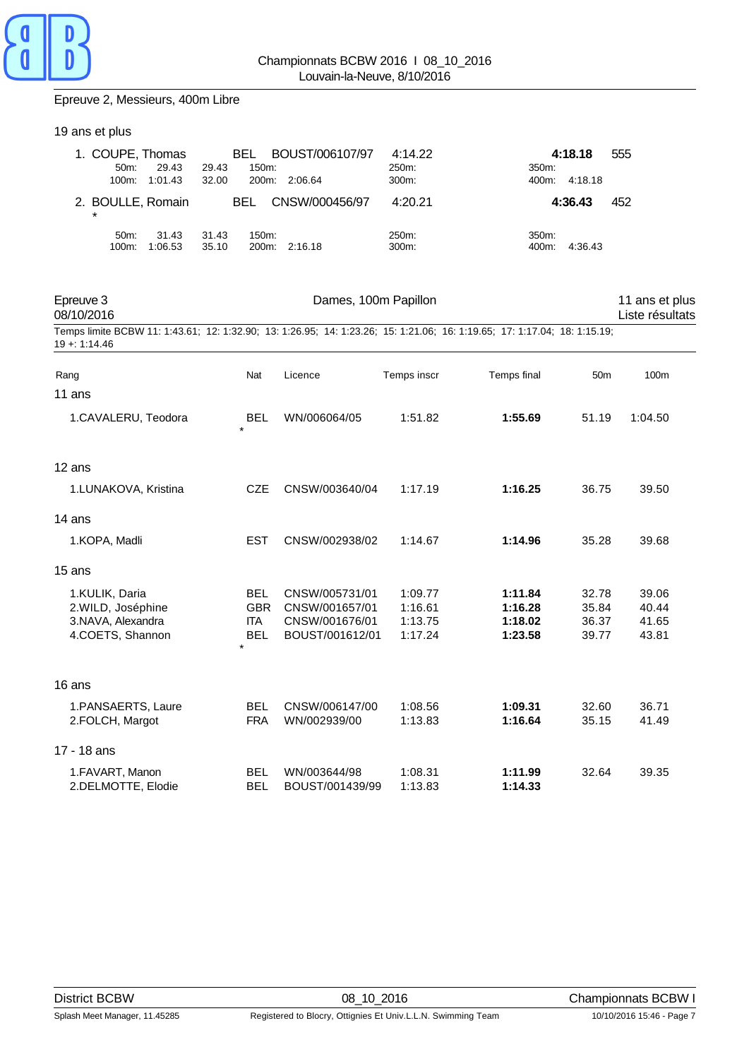Epreuve 2, Messieurs, 400m Libre

19 ans et plus

| | | | | | | |
|---|---|---|---|---|---|---|
| 1. COUPE, Thomas | BEL | BOUST/006107/97 | 4:14.22 | | **4:18.18** | 555 |
| 50m: 29.43 / 100m: 1:01.43 | 29.43 / 32.00 | 150m: / 200m: 2:06.64 | 250m: / 300m: | 350m: / 400m: 4:18.18 | | |
| 2. BOULLE, Romain * | BEL | CNSW/000456/97 | 4:20.21 | | **4:36.43** | 452 |
| 50m: 31.43 / 100m: 1:06.53 | 31.43 / 35.10 | 150m: / 200m: 2:16.18 | 250m: / 300m: | 350m: / 400m: 4:36.43 | | |

Epreuve 3 — Dames, 100m Papillon — 11 ans et plus

08/10/2016 — Liste résultats

Temps limite BCBW 11: 1:43.61; 12: 1:32.90; 13: 1:26.95; 14: 1:23.26; 15: 1:21.06; 16: 1:19.65; 17: 1:17.04; 18: 1:15.19; 19 +: 1:14.46

| Rang | Nat | Licence | Temps inscr | Temps final | 50m | 100m |
|---|---|---|---|---|---|---|
| **11 ans** | | | | | | |
| 1.CAVALERU, Teodora | BEL * | WN/006064/05 | 1:51.82 | **1:55.69** | 51.19 | 1:04.50 |
| **12 ans** | | | | | | |
| 1.LUNAKOVA, Kristina | CZE | CNSW/003640/04 | 1:17.19 | **1:16.25** | 36.75 | 39.50 |
| **14 ans** | | | | | | |
| 1.KOPA, Madli | EST | CNSW/002938/02 | 1:14.67 | **1:14.96** | 35.28 | 39.68 |
| **15 ans** | | | | | | |
| 1.KULIK, Daria | BEL | CNSW/005731/01 | 1:09.77 | **1:11.84** | 32.78 | 39.06 |
| 2.WILD, Joséphine | GBR | CNSW/001657/01 | 1:16.61 | **1:16.28** | 35.84 | 40.44 |
| 3.NAVA, Alexandra | ITA | CNSW/001676/01 | 1:13.75 | **1:18.02** | 36.37 | 41.65 |
| 4.COETS, Shannon | BEL * | BOUST/001612/01 | 1:17.24 | **1:23.58** | 39.77 | 43.81 |
| **16 ans** | | | | | | |
| 1.PANSAERTS, Laure | BEL | CNSW/006147/00 | 1:08.56 | **1:09.31** | 32.60 | 36.71 |
| 2.FOLCH, Margot | FRA | WN/002939/00 | 1:13.83 | **1:16.64** | 35.15 | 41.49 |
| **17 - 18 ans** | | | | | | |
| 1.FAVART, Manon | BEL | WN/003644/98 | 1:08.31 | **1:11.99** | 32.64 | 39.35 |
| 2.DELMOTTE, Elodie | BEL | BOUST/001439/99 | 1:13.83 | **1:14.33** | | |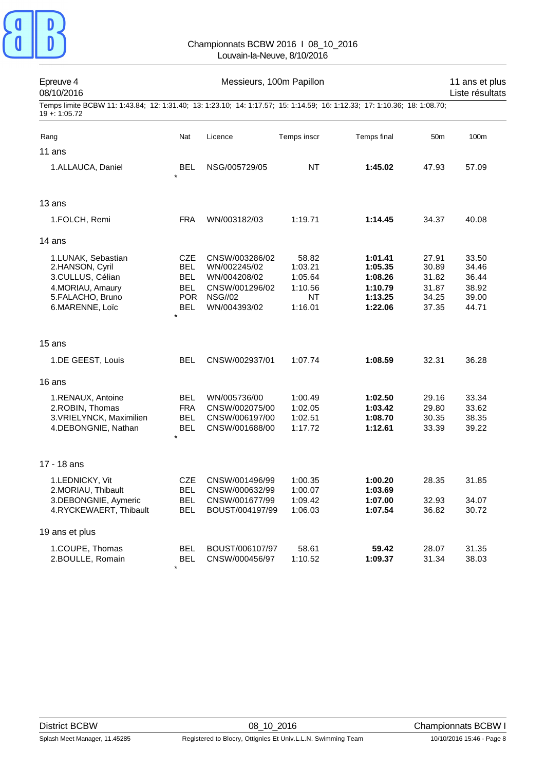Championnats BCBW 2016 I 08_10_2016
Louvain-la-Neuve, 8/10/2016

**Epreuve 4** — Messieurs, 100m Papillon — 11 ans et plus
08/10/2016 — Liste résultats

Temps limite BCBW 11: 1:43.84; 12: 1:31.40; 13: 1:23.10; 14: 1:17.57; 15: 1:14.59; 16: 1:12.33; 17: 1:10.36; 18: 1:08.70; 19 +: 1:05.72

| Rang | Nat | Licence | Temps inscr | Temps final | 50m | 100m |
|---|---|---|---|---|---|---|
| **11 ans** | | | | | | |
| 1.ALLAUCA, Daniel | BEL * | NSG/005729/05 | NT | **1:45.02** | 47.93 | 57.09 |
| **13 ans** | | | | | | |
| 1.FOLCH, Remi | FRA | WN/003182/03 | 1:19.71 | **1:14.45** | 34.37 | 40.08 |
| **14 ans** | | | | | | |
| 1.LUNAK, Sebastian | CZE | CNSW/003286/02 | 58.82 | **1:01.41** | 27.91 | 33.50 |
| 2.HANSON, Cyril | BEL | WN/002245/02 | 1:03.21 | **1:05.35** | 30.89 | 34.46 |
| 3.CULLUS, Célian | BEL | WN/004208/02 | 1:05.64 | **1:08.26** | 31.82 | 36.44 |
| 4.MORIAU, Amaury | BEL | CNSW/001296/02 | 1:10.56 | **1:10.79** | 31.87 | 38.92 |
| 5.FALACHO, Bruno | POR | NSG//02 | NT | **1:13.25** | 34.25 | 39.00 |
| 6.MARENNE, Loïc | BEL * | WN/004393/02 | 1:16.01 | **1:22.06** | 37.35 | 44.71 |
| **15 ans** | | | | | | |
| 1.DE GEEST, Louis | BEL | CNSW/002937/01 | 1:07.74 | **1:08.59** | 32.31 | 36.28 |
| **16 ans** | | | | | | |
| 1.RENAUX, Antoine | BEL | WN/005736/00 | 1:00.49 | **1:02.50** | 29.16 | 33.34 |
| 2.ROBIN, Thomas | FRA | CNSW/002075/00 | 1:02.05 | **1:03.42** | 29.80 | 33.62 |
| 3.VRIELYNCK, Maximilien | BEL | CNSW/006197/00 | 1:02.51 | **1:08.70** | 30.35 | 38.35 |
| 4.DEBONGNIE, Nathan | BEL * | CNSW/001688/00 | 1:17.72 | **1:12.61** | 33.39 | 39.22 |
| **17 - 18 ans** | | | | | | |
| 1.LEDNICKY, Vit | CZE | CNSW/001496/99 | 1:00.35 | **1:00.20** | 28.35 | 31.85 |
| 2.MORIAU, Thibault | BEL | CNSW/000632/99 | 1:00.07 | **1:03.69** | | |
| 3.DEBONGNIE, Aymeric | BEL | CNSW/001677/99 | 1:09.42 | **1:07.00** | 32.93 | 34.07 |
| 4.RYCKEWAERT, Thibault | BEL | BOUST/004197/99 | 1:06.03 | **1:07.54** | 36.82 | 30.72 |
| **19 ans et plus** | | | | | | |
| 1.COUPE, Thomas | BEL | BOUST/006107/97 | 58.61 | **59.42** | 28.07 | 31.35 |
| 2.BOULLE, Romain | BEL * | CNSW/000456/97 | 1:10.52 | **1:09.37** | 31.34 | 38.03 |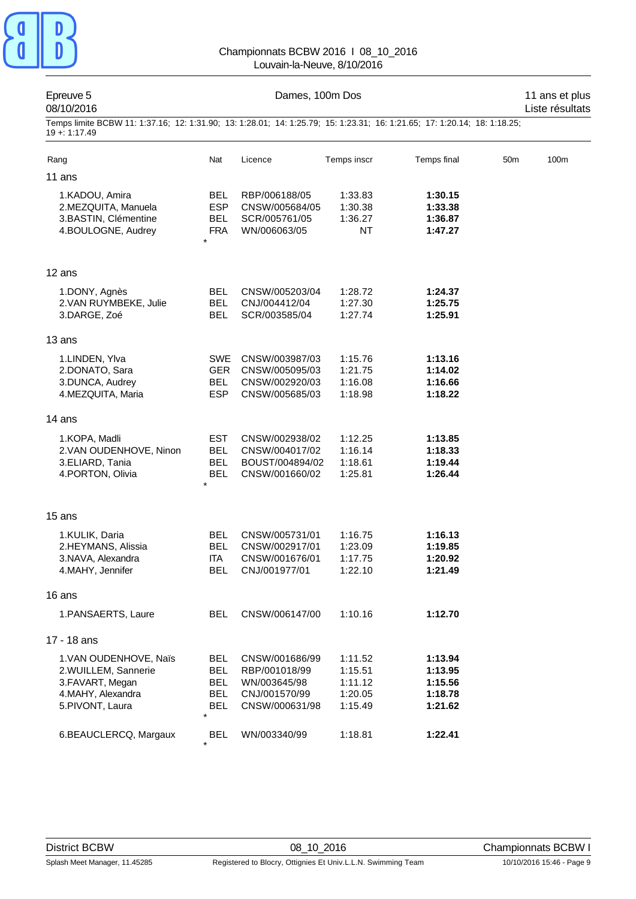Championnats BCBW 2016 I 08_10_2016
Louvain-la-Neuve, 8/10/2016

Epreuve 5 — Dames, 100m Dos — 11 ans et plus
08/10/2016 — Liste résultats

Temps limite BCBW 11: 1:37.16; 12: 1:31.90; 13: 1:28.01; 14: 1:25.79; 15: 1:23.31; 16: 1:21.65; 17: 1:20.14; 18: 1:18.25; 19 +: 1:17.49

| Rang | Nat | Licence | Temps inscr | Temps final | 50m | 100m |
|---|---|---|---|---|---|---|
| **11 ans** | | | | | | |
| 1.KADOU, Amira | BEL | RBP/006188/05 | 1:33.83 | **1:30.15** | | |
| 2.MEZQUITA, Manuela | ESP | CNSW/005684/05 | 1:30.38 | **1:33.38** | | |
| 3.BASTIN, Clémentine | BEL | SCR/005761/05 | 1:36.27 | **1:36.87** | | |
| 4.BOULOGNE, Audrey | FRA * | WN/006063/05 | NT | **1:47.27** | | |
| **12 ans** | | | | | | |
| 1.DONY, Agnès | BEL | CNSW/005203/04 | 1:28.72 | **1:24.37** | | |
| 2.VAN RUYMBEKE, Julie | BEL | CNJ/004412/04 | 1:27.30 | **1:25.75** | | |
| 3.DARGE, Zoé | BEL | SCR/003585/04 | 1:27.74 | **1:25.91** | | |
| **13 ans** | | | | | | |
| 1.LINDEN, Ylva | SWE | CNSW/003987/03 | 1:15.76 | **1:13.16** | | |
| 2.DONATO, Sara | GER | CNSW/005095/03 | 1:21.75 | **1:14.02** | | |
| 3.DUNCA, Audrey | BEL | CNSW/002920/03 | 1:16.08 | **1:16.66** | | |
| 4.MEZQUITA, Maria | ESP | CNSW/005685/03 | 1:18.98 | **1:18.22** | | |
| **14 ans** | | | | | | |
| 1.KOPA, Madli | EST | CNSW/002938/02 | 1:12.25 | **1:13.85** | | |
| 2.VAN OUDENHOVE, Ninon | BEL | CNSW/004017/02 | 1:16.14 | **1:18.33** | | |
| 3.ELIARD, Tania | BEL | BOUST/004894/02 | 1:18.61 | **1:19.44** | | |
| 4.PORTON, Olivia | BEL * | CNSW/001660/02 | 1:25.81 | **1:26.44** | | |
| **15 ans** | | | | | | |
| 1.KULIK, Daria | BEL | CNSW/005731/01 | 1:16.75 | **1:16.13** | | |
| 2.HEYMANS, Alissia | BEL | CNSW/002917/01 | 1:23.09 | **1:19.85** | | |
| 3.NAVA, Alexandra | ITA | CNSW/001676/01 | 1:17.75 | **1:20.92** | | |
| 4.MAHY, Jennifer | BEL | CNJ/001977/01 | 1:22.10 | **1:21.49** | | |
| **16 ans** | | | | | | |
| 1.PANSAERTS, Laure | BEL | CNSW/006147/00 | 1:10.16 | **1:12.70** | | |
| **17 - 18 ans** | | | | | | |
| 1.VAN OUDENHOVE, Naïs | BEL | CNSW/001686/99 | 1:11.52 | **1:13.94** | | |
| 2.WUILLEM, Sannerie | BEL | RBP/001018/99 | 1:15.51 | **1:13.95** | | |
| 3.FAVART, Megan | BEL | WN/003645/98 | 1:11.12 | **1:15.56** | | |
| 4.MAHY, Alexandra | BEL | CNJ/001570/99 | 1:20.05 | **1:18.78** | | |
| 5.PIVONT, Laura | BEL * | CNSW/000631/98 | 1:15.49 | **1:21.62** | | |
| 6.BEAUCLERCQ, Margaux | BEL * | WN/003340/99 | 1:18.81 | **1:22.41** | | |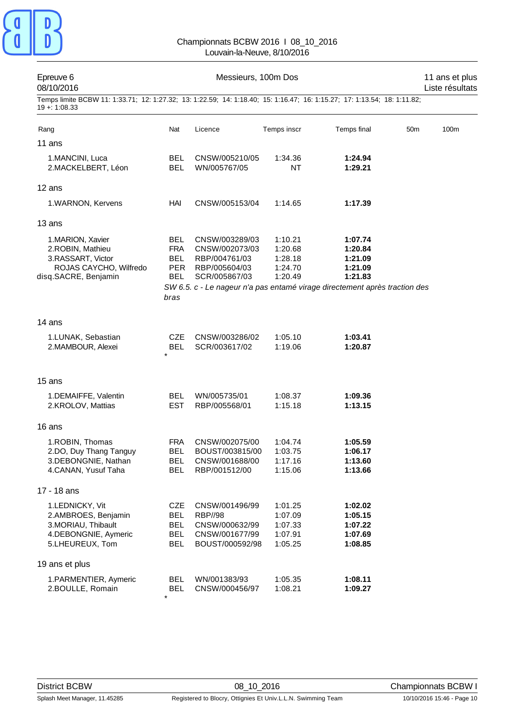Championnats BCBW 2016 I 08_10_2016
Louvain-la-Neuve, 8/10/2016

Epreuve 6 — Messieurs, 100m Dos — 11 ans et plus
08/10/2016 — Liste résultats

Temps limite BCBW 11: 1:33.71; 12: 1:27.32; 13: 1:22.59; 14: 1:18.40; 15: 1:16.47; 16: 1:15.27; 17: 1:13.54; 18: 1:11.82; 19 +: 1:08.33

| Rang | Nat | Licence | Temps inscr | Temps final | 50m | 100m |
|---|---|---|---|---|---|---|
| **11 ans** | | | | | | |
| 1.MANCINI, Luca | BEL | CNSW/005210/05 | 1:34.36 | **1:24.94** | | |
| 2.MACKELBERT, Léon | BEL | WN/005767/05 | NT | **1:29.21** | | |
| **12 ans** | | | | | | |
| 1.WARNON, Kervens | HAI | CNSW/005153/04 | 1:14.65 | **1:17.39** | | |
| **13 ans** | | | | | | |
| 1.MARION, Xavier | BEL | CNSW/003289/03 | 1:10.21 | **1:07.74** | | |
| 2.ROBIN, Mathieu | FRA | CNSW/002073/03 | 1:20.68 | **1:20.84** | | |
| 3.RASSART, Victor | BEL | RBP/004761/03 | 1:28.18 | **1:21.09** | | |
| ROJAS CAYCHO, Wilfredo | PER | RBP/005604/03 | 1:24.70 | **1:21.09** | | |
| disq.SACRE, Benjamin | BEL | SCR/005867/03 | 1:20.49 | **1:21.83** | | |
| | *SW 6.5. c - Le nageur n'a pas entamé virage directement après traction des bras* | | | | | |
| **14 ans** | | | | | | |
| 1.LUNAK, Sebastian | CZE | CNSW/003286/02 | 1:05.10 | **1:03.41** | | |
| 2.MAMBOUR, Alexei | BEL * | SCR/003617/02 | 1:19.06 | **1:20.87** | | |
| **15 ans** | | | | | | |
| 1.DEMAIFFE, Valentin | BEL | WN/005735/01 | 1:08.37 | **1:09.36** | | |
| 2.KROLOV, Mattias | EST | RBP/005568/01 | 1:15.18 | **1:13.15** | | |
| **16 ans** | | | | | | |
| 1.ROBIN, Thomas | FRA | CNSW/002075/00 | 1:04.74 | **1:05.59** | | |
| 2.DO, Duy Thang Tanguy | BEL | BOUST/003815/00 | 1:03.75 | **1:06.17** | | |
| 3.DEBONGNIE, Nathan | BEL | CNSW/001688/00 | 1:17.16 | **1:13.60** | | |
| 4.CANAN, Yusuf Taha | BEL | RBP/001512/00 | 1:15.06 | **1:13.66** | | |
| **17 - 18 ans** | | | | | | |
| 1.LEDNICKY, Vit | CZE | CNSW/001496/99 | 1:01.25 | **1:02.02** | | |
| 2.AMBROES, Benjamin | BEL | RBP//98 | 1:07.09 | **1:05.15** | | |
| 3.MORIAU, Thibault | BEL | CNSW/000632/99 | 1:07.33 | **1:07.22** | | |
| 4.DEBONGNIE, Aymeric | BEL | CNSW/001677/99 | 1:07.91 | **1:07.69** | | |
| 5.LHEUREUX, Tom | BEL | BOUST/000592/98 | 1:05.25 | **1:08.85** | | |
| **19 ans et plus** | | | | | | |
| 1.PARMENTIER, Aymeric | BEL | WN/001383/93 | 1:05.35 | **1:08.11** | | |
| 2.BOULLE, Romain | BEL * | CNSW/000456/97 | 1:08.21 | **1:09.27** | | |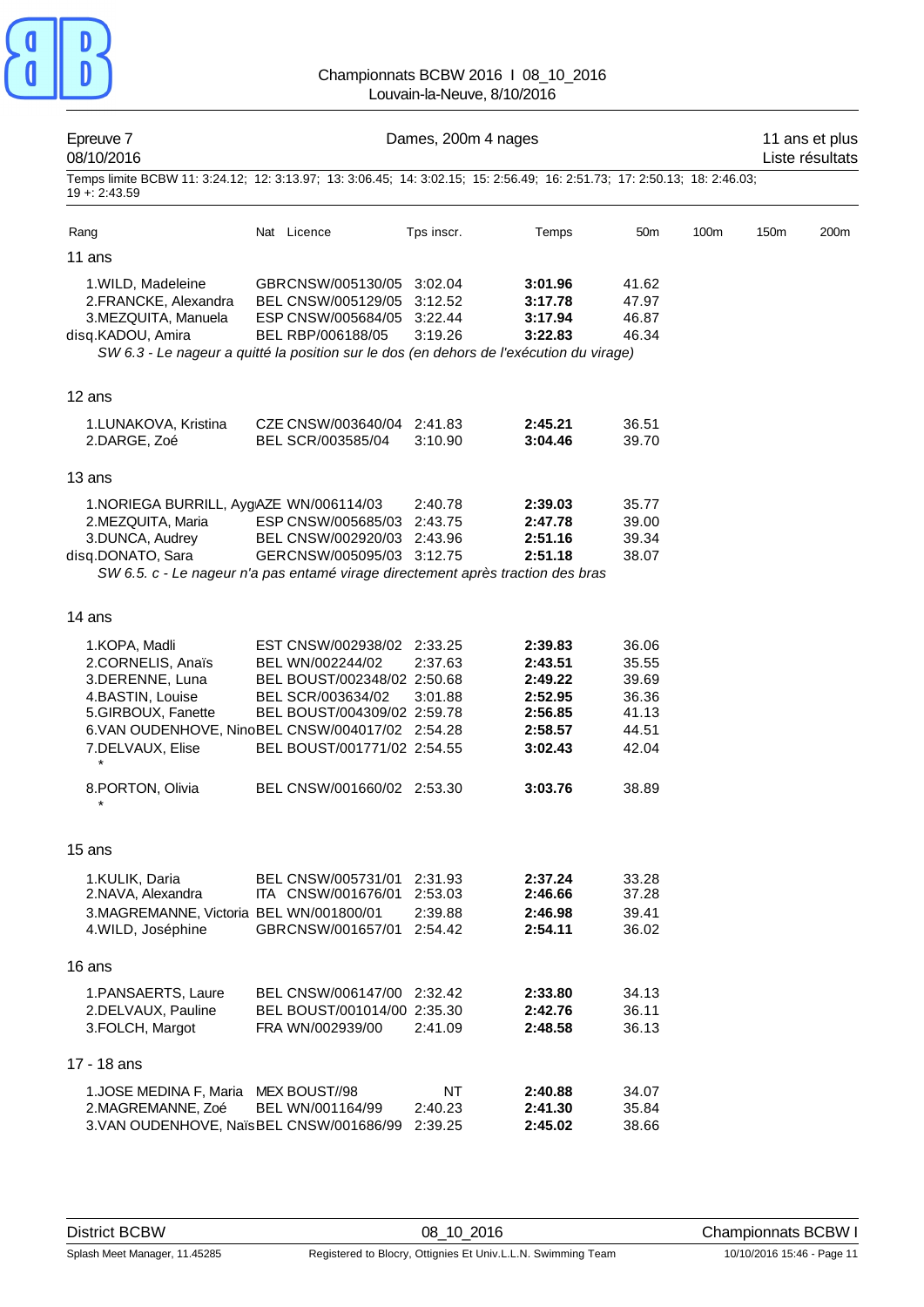Championnats BCBW 2016 I 08_10_2016
Louvain-la-Neuve, 8/10/2016

Epreuve 7 — Dames, 200m 4 nages — 11 ans et plus
08/10/2016 — Liste résultats

Temps limite BCBW 11: 3:24.12; 12: 3:13.97; 13: 3:06.45; 14: 3:02.15; 15: 2:56.49; 16: 2:51.73; 17: 2:50.13; 18: 2:46.03; 19 +: 2:43.59

| Rang | Nat | Licence | Tps inscr. | Temps | 50m | 100m | 150m | 200m |
|---|---|---|---|---|---|---|---|---|
| **11 ans** | | | | | | | | |
| 1.WILD, Madeleine | GBR | CNSW/005130/05 | 3:02.04 | **3:01.96** | 41.62 | | | |
| 2.FRANCKE, Alexandra | BEL | CNSW/005129/05 | 3:12.52 | **3:17.78** | 47.97 | | | |
| 3.MEZQUITA, Manuela | ESP | CNSW/005684/05 | 3:22.44 | **3:17.94** | 46.87 | | | |
| disq.KADOU, Amira | BEL | RBP/006188/05 | 3:19.26 | **3:22.83** | 46.34 | | | |
| *SW 6.3 - Le nageur a quitté la position sur le dos (en dehors de l'exécution du virage)* | | | | | | | | |
| **12 ans** | | | | | | | | |
| 1.LUNAKOVA, Kristina | CZE | CNSW/003640/04 | 2:41.83 | **2:45.21** | 36.51 | | | |
| 2.DARGE, Zoé | BEL | SCR/003585/04 | 3:10.90 | **3:04.46** | 39.70 | | | |
| **13 ans** | | | | | | | | |
| 1.NORIEGA BURRILL, Ayg | AZE | WN/006114/03 | 2:40.78 | **2:39.03** | 35.77 | | | |
| 2.MEZQUITA, Maria | ESP | CNSW/005685/03 | 2:43.75 | **2:47.78** | 39.00 | | | |
| 3.DUNCA, Audrey | BEL | CNSW/002920/03 | 2:43.96 | **2:51.16** | 39.34 | | | |
| disq.DONATO, Sara | GER | CNSW/005095/03 | 3:12.75 | **2:51.18** | 38.07 | | | |
| *SW 6.5. c - Le nageur n'a pas entamé virage directement après traction des bras* | | | | | | | | |
| **14 ans** | | | | | | | | |
| 1.KOPA, Madli | EST | CNSW/002938/02 | 2:33.25 | **2:39.83** | 36.06 | | | |
| 2.CORNELIS, Anaïs | BEL | WN/002244/02 | 2:37.63 | **2:43.51** | 35.55 | | | |
| 3.DERENNE, Luna | BEL | BOUST/002348/02 | 2:50.68 | **2:49.22** | 39.69 | | | |
| 4.BASTIN, Louise | BEL | SCR/003634/02 | 3:01.88 | **2:52.95** | 36.36 | | | |
| 5.GIRBOUX, Fanette | BEL | BOUST/004309/02 | 2:59.78 | **2:56.85** | 41.13 | | | |
| 6.VAN OUDENHOVE, Nino | BEL | CNSW/004017/02 | 2:54.28 | **2:58.57** | 44.51 | | | |
| 7.DELVAUX, Elise * | BEL | BOUST/001771/02 | 2:54.55 | **3:02.43** | 42.04 | | | |
| 8.PORTON, Olivia * | BEL | CNSW/001660/02 | 2:53.30 | **3:03.76** | 38.89 | | | |
| **15 ans** | | | | | | | | |
| 1.KULIK, Daria | BEL | CNSW/005731/01 | 2:31.93 | **2:37.24** | 33.28 | | | |
| 2.NAVA, Alexandra | ITA | CNSW/001676/01 | 2:53.03 | **2:46.66** | 37.28 | | | |
| 3.MAGREMANNE, Victoria | BEL | WN/001800/01 | 2:39.88 | **2:46.98** | 39.41 | | | |
| 4.WILD, Joséphine | GBR | CNSW/001657/01 | 2:54.42 | **2:54.11** | 36.02 | | | |
| **16 ans** | | | | | | | | |
| 1.PANSAERTS, Laure | BEL | CNSW/006147/00 | 2:32.42 | **2:33.80** | 34.13 | | | |
| 2.DELVAUX, Pauline | BEL | BOUST/001014/00 | 2:35.30 | **2:42.76** | 36.11 | | | |
| 3.FOLCH, Margot | FRA | WN/002939/00 | 2:41.09 | **2:48.58** | 36.13 | | | |
| **17 - 18 ans** | | | | | | | | |
| 1.JOSE MEDINA F, Maria | MEX | BOUST//98 | NT | **2:40.88** | 34.07 | | | |
| 2.MAGREMANNE, Zoé | BEL | WN/001164/99 | 2:40.23 | **2:41.30** | 35.84 | | | |
| 3.VAN OUDENHOVE, Naïs | BEL | CNSW/001686/99 | 2:39.25 | **2:45.02** | 38.66 | | | |

District BCBW — 08_10_2016 — Championnats BCBW I

Splash Meet Manager, 11.45285 — Registered to Blocry, Ottignies Et Univ.L.L.N. Swimming Team — 10/10/2016 15:46 - Page 11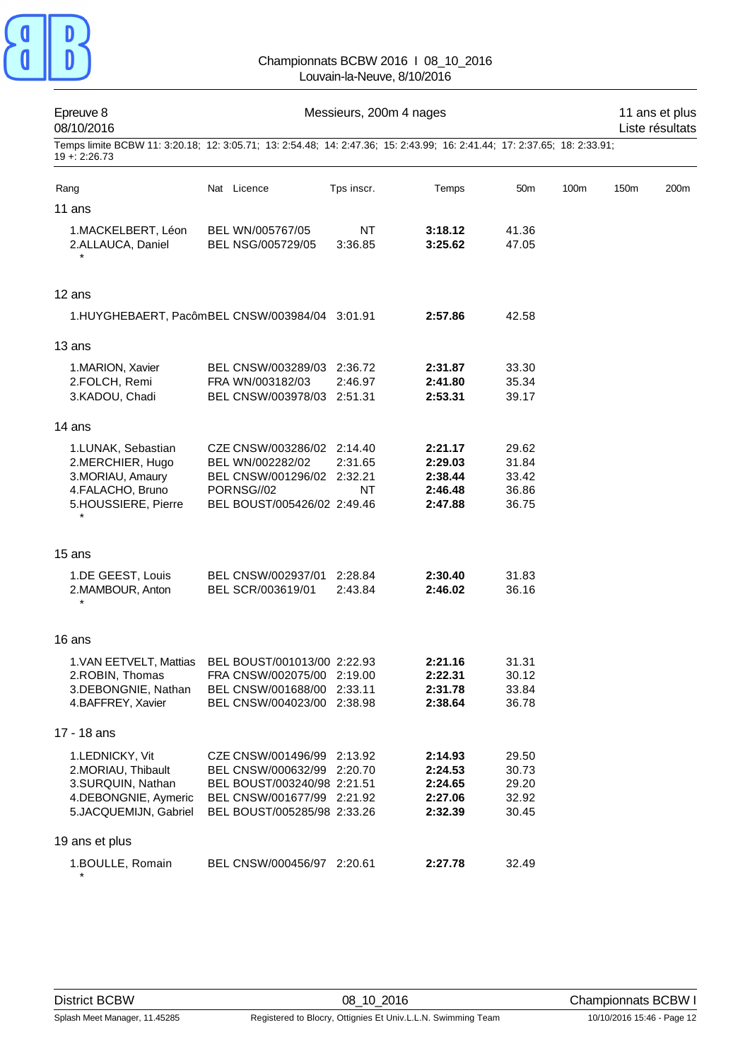Championnats BCBW 2016 I 08_10_2016
Louvain-la-Neuve, 8/10/2016

Epreuve 8 | Messieurs, 200m 4 nages | 11 ans et plus
08/10/2016 | | Liste résultats

Temps limite BCBW 11: 3:20.18; 12: 3:05.71; 13: 2:54.48; 14: 2:47.36; 15: 2:43.99; 16: 2:41.44; 17: 2:37.65; 18: 2:33.91; 19 +: 2:26.73

| Rang | Nat Licence | Tps inscr. | Temps | 50m | 100m | 150m | 200m |
|---|---|---|---|---|---|---|---|
| **11 ans** | | | | | | | |
| 1.MACKELBERT, Léon | BEL WN/005767/05 | NT | **3:18.12** | 41.36 | | | |
| 2.ALLAUCA, Daniel * | BEL NSG/005729/05 | 3:36.85 | **3:25.62** | 47.05 | | | |
| **12 ans** | | | | | | | |
| 1.HUYGHEBAERT, Pacôm | BEL CNSW/003984/04 | 3:01.91 | **2:57.86** | 42.58 | | | |
| **13 ans** | | | | | | | |
| 1.MARION, Xavier | BEL CNSW/003289/03 | 2:36.72 | **2:31.87** | 33.30 | | | |
| 2.FOLCH, Remi | FRA WN/003182/03 | 2:46.97 | **2:41.80** | 35.34 | | | |
| 3.KADOU, Chadi | BEL CNSW/003978/03 | 2:51.31 | **2:53.31** | 39.17 | | | |
| **14 ans** | | | | | | | |
| 1.LUNAK, Sebastian | CZE CNSW/003286/02 | 2:14.40 | **2:21.17** | 29.62 | | | |
| 2.MERCHIER, Hugo | BEL WN/002282/02 | 2:31.65 | **2:29.03** | 31.84 | | | |
| 3.MORIAU, Amaury | BEL CNSW/001296/02 | 2:32.21 | **2:38.44** | 33.42 | | | |
| 4.FALACHO, Bruno | PORNSG//02 | NT | **2:46.48** | 36.86 | | | |
| 5.HOUSSIERE, Pierre * | BEL BOUST/005426/02 | 2:49.46 | **2:47.88** | 36.75 | | | |
| **15 ans** | | | | | | | |
| 1.DE GEEST, Louis | BEL CNSW/002937/01 | 2:28.84 | **2:30.40** | 31.83 | | | |
| 2.MAMBOUR, Anton * | BEL SCR/003619/01 | 2:43.84 | **2:46.02** | 36.16 | | | |
| **16 ans** | | | | | | | |
| 1.VAN EETVELT, Mattias | BEL BOUST/001013/00 | 2:22.93 | **2:21.16** | 31.31 | | | |
| 2.ROBIN, Thomas | FRA CNSW/002075/00 | 2:19.00 | **2:22.31** | 30.12 | | | |
| 3.DEBONGNIE, Nathan | BEL CNSW/001688/00 | 2:33.11 | **2:31.78** | 33.84 | | | |
| 4.BAFFREY, Xavier | BEL CNSW/004023/00 | 2:38.98 | **2:38.64** | 36.78 | | | |
| **17 - 18 ans** | | | | | | | |
| 1.LEDNICKY, Vit | CZE CNSW/001496/99 | 2:13.92 | **2:14.93** | 29.50 | | | |
| 2.MORIAU, Thibault | BEL CNSW/000632/99 | 2:20.70 | **2:24.53** | 30.73 | | | |
| 3.SURQUIN, Nathan | BEL BOUST/003240/98 | 2:21.51 | **2:24.65** | 29.20 | | | |
| 4.DEBONGNIE, Aymeric | BEL CNSW/001677/99 | 2:21.92 | **2:27.06** | 32.92 | | | |
| 5.JACQUEMIJN, Gabriel | BEL BOUST/005285/98 | 2:33.26 | **2:32.39** | 30.45 | | | |
| **19 ans et plus** | | | | | | | |
| 1.BOULLE, Romain * | BEL CNSW/000456/97 | 2:20.61 | **2:27.78** | 32.49 | | | |